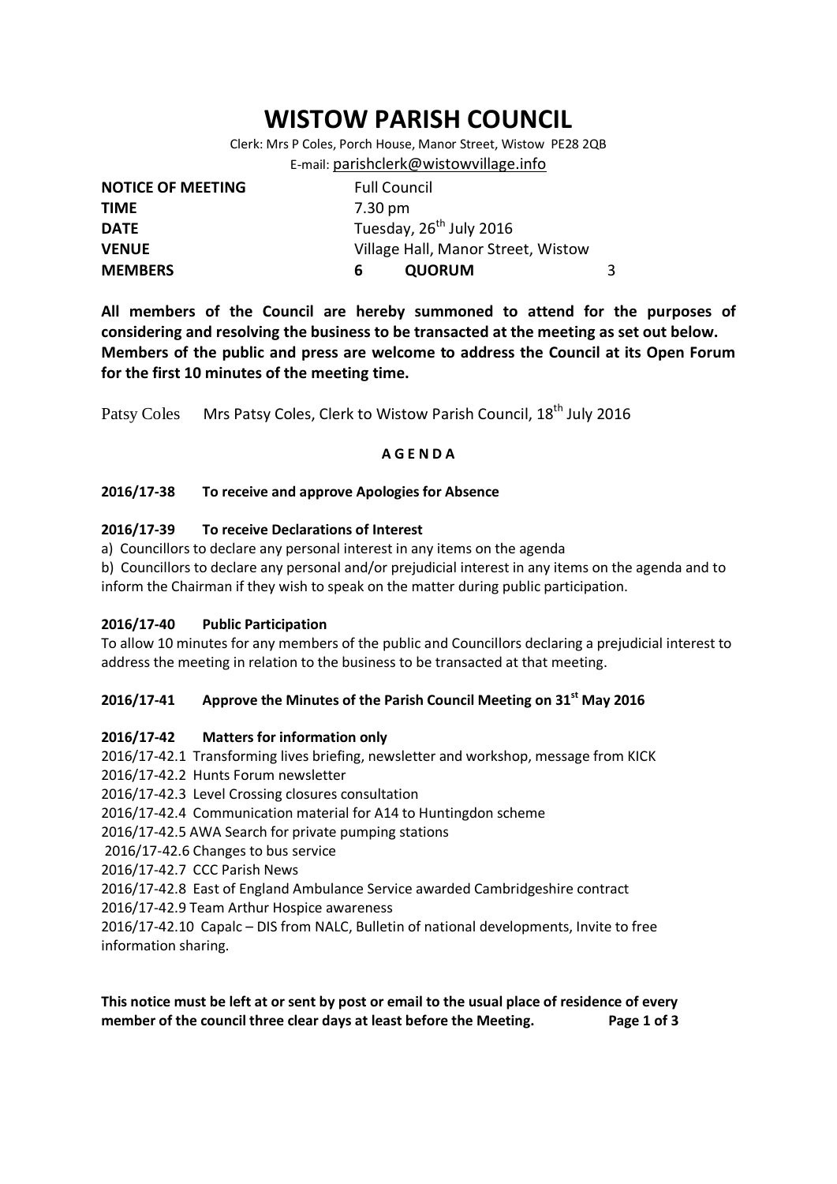# WISTOW PARISH COUNCIL

Clerk: Mrs P Coles, Porch House, Manor Street, Wistow PE28 2QB

E-mail: parishclerk@wistowvillage.info

| | | | |
|---|---|---|---|
| **NOTICE OF MEETING** | Full Council | | |
| **TIME** | 7.30 pm | | |
| **DATE** | Tuesday, 26th July 2016 | | |
| **VENUE** | Village Hall, Manor Street, Wistow | | |
| **MEMBERS** | **6** | **QUORUM** | 3 |

**All members of the Council are hereby summoned to attend for the purposes of considering and resolving the business to be transacted at the meeting as set out below. Members of the public and press are welcome to address the Council at its Open Forum for the first 10 minutes of the meeting time.**

Patsy Coles Mrs Patsy Coles, Clerk to Wistow Parish Council, 18th July 2016

**A G E N D A**

**2016/17-38 To receive and approve Apologies for Absence**

**2016/17-39 To receive Declarations of Interest**

a) Councillors to declare any personal interest in any items on the agenda

b) Councillors to declare any personal and/or prejudicial interest in any items on the agenda and to inform the Chairman if they wish to speak on the matter during public participation.

**2016/17-40 Public Participation**

To allow 10 minutes for any members of the public and Councillors declaring a prejudicial interest to address the meeting in relation to the business to be transacted at that meeting.

**2016/17-41 Approve the Minutes of the Parish Council Meeting on 31st May 2016**

**2016/17-42 Matters for information only**

2016/17-42.1 Transforming lives briefing, newsletter and workshop, message from KICK
2016/17-42.2 Hunts Forum newsletter
2016/17-42.3 Level Crossing closures consultation
2016/17-42.4 Communication material for A14 to Huntingdon scheme
2016/17-42.5 AWA Search for private pumping stations
2016/17-42.6 Changes to bus service
2016/17-42.7 CCC Parish News
2016/17-42.8 East of England Ambulance Service awarded Cambridgeshire contract
2016/17-42.9 Team Arthur Hospice awareness
2016/17-42.10 Capalc – DIS from NALC, Bulletin of national developments, Invite to free information sharing.

**This notice must be left at or sent by post or email to the usual place of residence of every member of the council three clear days at least before the Meeting.**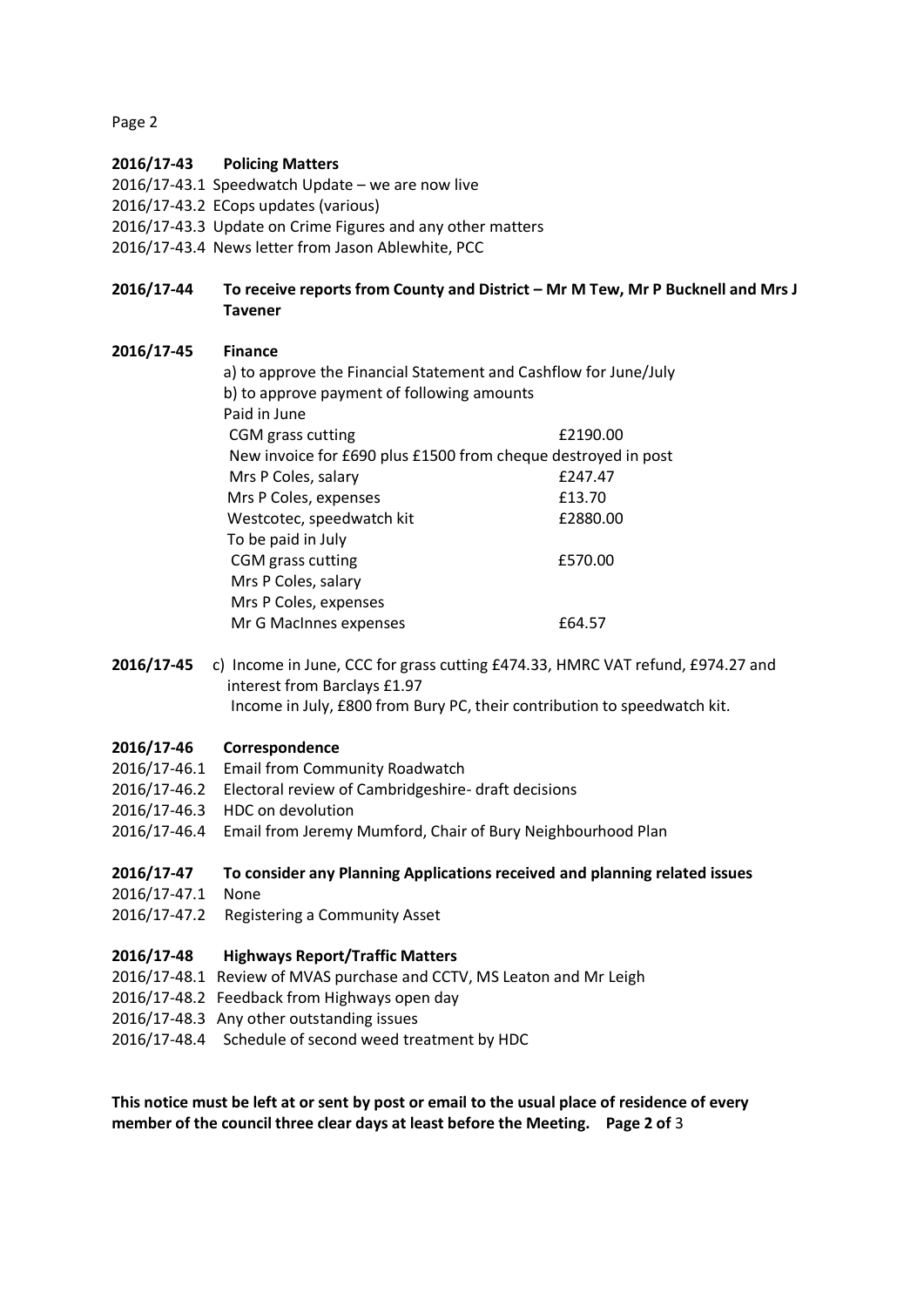**2016/17-43 Policing Matters**

2016/17-43.1 Speedwatch Update – we are now live
2016/17-43.2 ECops updates (various)
2016/17-43.3 Update on Crime Figures and any other matters
2016/17-43.4 News letter from Jason Ablewhite, PCC

**2016/17-44 To receive reports from County and District – Mr M Tew, Mr P Bucknell and Mrs J Tavener**

**2016/17-45 Finance**

a) to approve the Financial Statement and Cashflow for June/July
b) to approve payment of following amounts

| | |
|---|---|
| Paid in June | |
| CGM grass cutting | £2190.00 |
| New invoice for £690 plus £1500 from cheque destroyed in post | |
| Mrs P Coles, salary | £247.47 |
| Mrs P Coles, expenses | £13.70 |
| Westcotec, speedwatch kit | £2880.00 |
| To be paid in July | |
| CGM grass cutting | £570.00 |
| Mrs P Coles, salary | |
| Mrs P Coles, expenses | |
| Mr G MacInnes expenses | £64.57 |

**2016/17-45** c) Income in June, CCC for grass cutting £474.33, HMRC VAT refund, £974.27 and interest from Barclays £1.97
Income in July, £800 from Bury PC, their contribution to speedwatch kit.

**2016/17-46 Correspondence**

2016/17-46.1 Email from Community Roadwatch
2016/17-46.2 Electoral review of Cambridgeshire- draft decisions
2016/17-46.3 HDC on devolution
2016/17-46.4 Email from Jeremy Mumford, Chair of Bury Neighbourhood Plan

**2016/17-47 To consider any Planning Applications received and planning related issues**

2016/17-47.1 None
2016/17-47.2 Registering a Community Asset

**2016/17-48 Highways Report/Traffic Matters**

2016/17-48.1 Review of MVAS purchase and CCTV, MS Leaton and Mr Leigh
2016/17-48.2 Feedback from Highways open day
2016/17-48.3 Any other outstanding issues
2016/17-48.4 Schedule of second weed treatment by HDC

**This notice must be left at or sent by post or email to the usual place of residence of every member of the council three clear days at least before the Meeting.**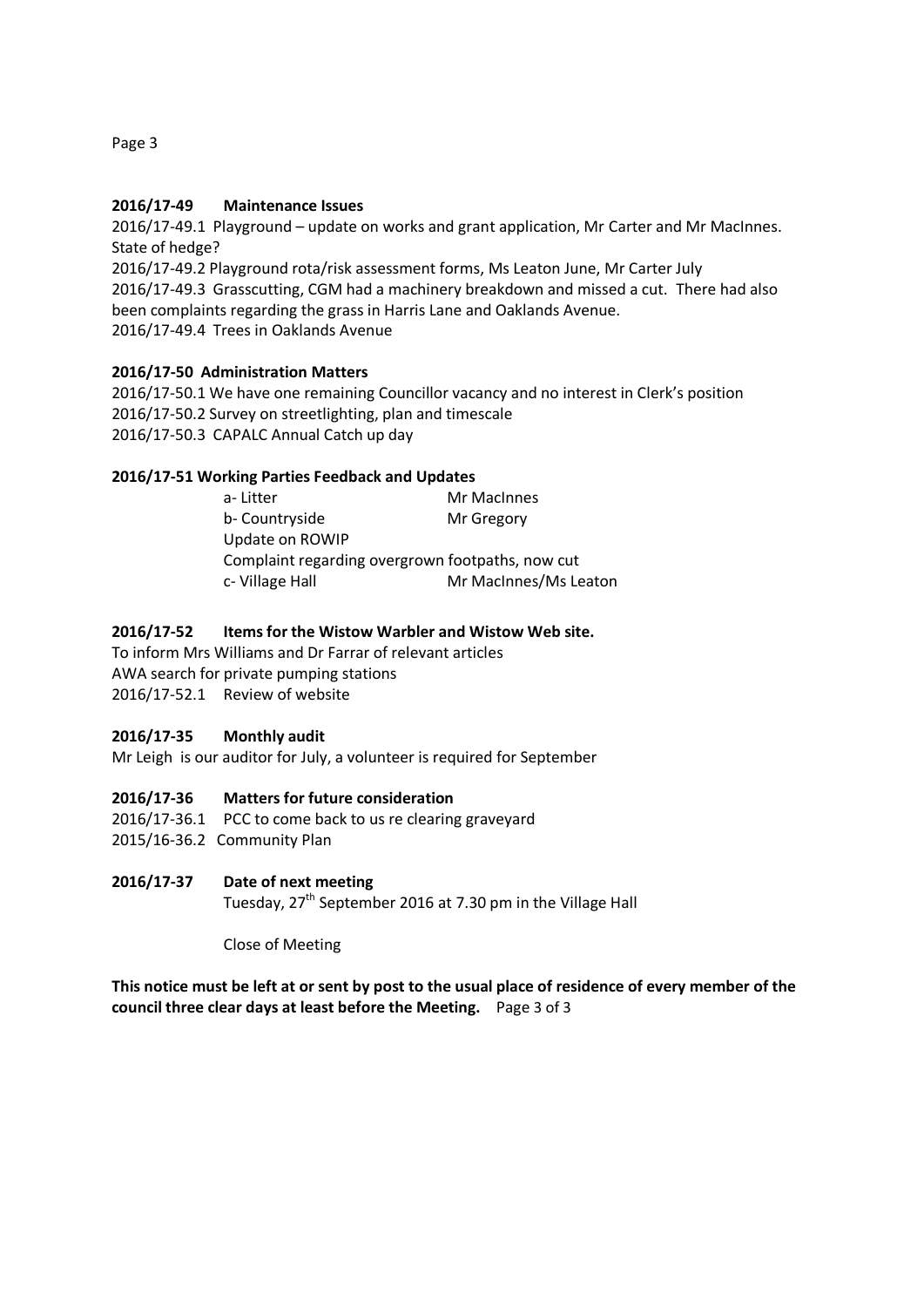**2016/17-49 Maintenance Issues**

2016/17-49.1 Playground – update on works and grant application, Mr Carter and Mr MacInnes. State of hedge?

2016/17-49.2 Playground rota/risk assessment forms, Ms Leaton June, Mr Carter July

2016/17-49.3 Grasscutting, CGM had a machinery breakdown and missed a cut. There had also been complaints regarding the grass in Harris Lane and Oaklands Avenue.

2016/17-49.4 Trees in Oaklands Avenue

**2016/17-50 Administration Matters**

2016/17-50.1 We have one remaining Councillor vacancy and no interest in Clerk's position

2016/17-50.2 Survey on streetlighting, plan and timescale

2016/17-50.3 CAPALC Annual Catch up day

**2016/17-51 Working Parties Feedback and Updates**

| | |
|---|---|
| a- Litter | Mr MacInnes |
| b- Countryside | Mr Gregory |
| Update on ROWIP | |
| Complaint regarding overgrown footpaths, now cut | |
| c- Village Hall | Mr MacInnes/Ms Leaton |

**2016/17-52 Items for the Wistow Warbler and Wistow Web site.**

To inform Mrs Williams and Dr Farrar of relevant articles

AWA search for private pumping stations

2016/17-52.1 Review of website

**2016/17-35 Monthly audit**

Mr Leigh is our auditor for July, a volunteer is required for September

**2016/17-36 Matters for future consideration**

2016/17-36.1 PCC to come back to us re clearing graveyard

2015/16-36.2 Community Plan

**2016/17-37 Date of next meeting**

Tuesday, 27th September 2016 at 7.30 pm in the Village Hall

Close of Meeting

**This notice must be left at or sent by post to the usual place of residence of every member of the council three clear days at least before the Meeting.**